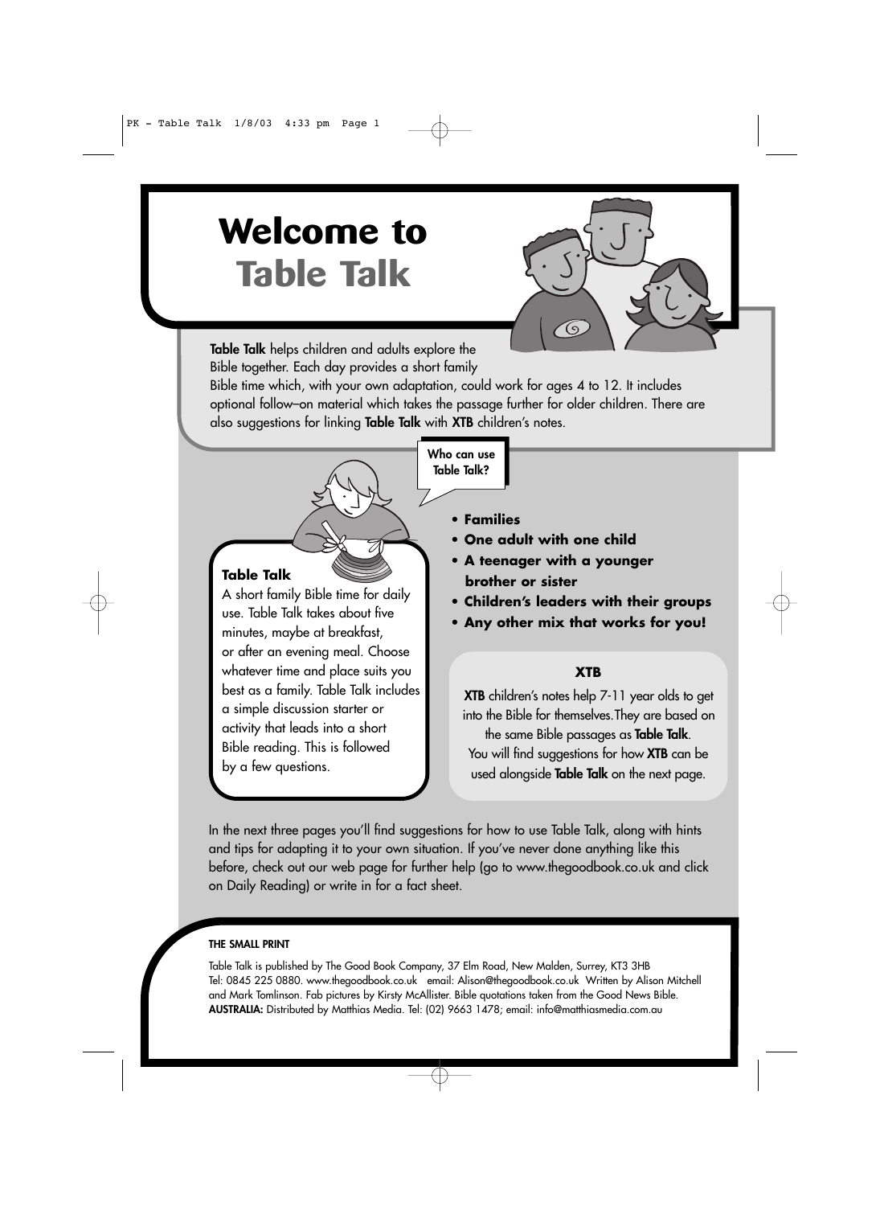# Welcome to Table Talk

**Table Talk** helps children and adults explore the Bible together. Each day provides a short family Bible time which, with your own adaptation, could work for ages 4 to 12. It includes optional follow–on material which takes the passage further for older children. There are also suggestions for linking **Table Talk** with **XTB** children's notes.

### Table Talk

A short family Bible time for daily use. Table Talk takes about five minutes, maybe at breakfast, or after an evening meal. Choose whatever time and place suits you best as a family. Table Talk includes a simple discussion starter or activity that leads into a short Bible reading. This is followed by a few questions.

**Who can use Table Talk?**

- **Families**
- **One adult with one child**
- **A teenager with a younger brother or sister**
- **Children's leaders with their groups**
- **Any other mix that works for you!**

### XTB

**XTB** children's notes help 7-11 year olds to get into the Bible for themselves. They are based on the same Bible passages as **Table Talk**. You will find suggestions for how **XTB** can be used alongside **Table Talk** on the next page.

In the next three pages you'll find suggestions for how to use Table Talk, along with hints and tips for adapting it to your own situation. If you've never done anything like this before, check out our web page for further help (go to www.thegoodbook.co.uk and click on Daily Reading) or write in for a fact sheet.

**THE SMALL PRINT**

Table Talk is published by The Good Book Company, 37 Elm Road, New Malden, Surrey, KT3 3HB Tel: 0845 225 0880. www.thegoodbook.co.uk email: Alison@thegoodbook.co.uk Written by Alison Mitchell and Mark Tomlinson. Fab pictures by Kirsty McAllister. Bible quotations taken from the Good News Bible. **AUSTRALIA:** Distributed by Matthias Media. Tel: (02) 9663 1478; email: info@matthiasmedia.com.au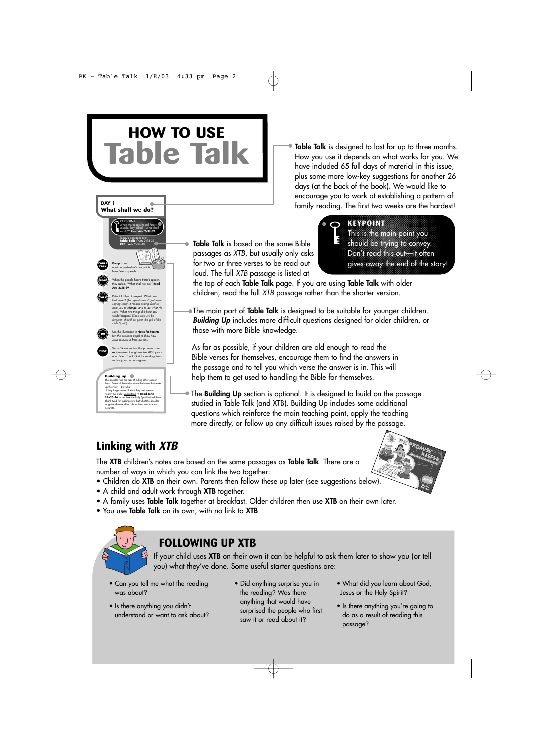# HOW TO USE Table Talk

**Table Talk** is designed to last for up to three months. How you use it depends on what works for you. We have included 65 full days of material in this issue, plus some more low-key suggestions for another 26 days (at the back of the book). We would like to encourage you to work at establishing a pattern of family reading. The first two weeks are the hardest!

**KEYPOINT**
This is the main point you should be trying to convey. Don't read this out—it often gives away the end of the story!

**Table Talk** is based on the same Bible passages as *XTB*, but usually only asks for two or three verses to be read out loud. The full *XTB* passage is listed at the top of each **Table Talk** page. If you are using **Table Talk** with older children, read the full *XTB* passage rather than the shorter version.

The main part of **Table Talk** is designed to be suitable for younger children. ***Building Up*** includes more difficult questions designed for older children, or those with more Bible knowledge.

As far as possible, if your children are old enough to read the Bible verses for themselves, encourage them to find the answers in the passage and to tell you which verse the answer is in. This will help them to get used to handling the Bible for themselves.

The **Building Up** section is optional. It is designed to build on the passage studied in Table Talk (and XTB). Building Up includes some additional questions which reinforce the main teaching point, apply the teaching more directly, or follow up any difficult issues raised by the passage.

## Linking with *XTB*

The **XTB** children's notes are based on the same passages as **Table Talk**. There are a number of ways in which you can link the two together:

- Children do **XTB** on their own. Parents then follow these up later (see suggestions below).
- A child and adult work through **XTB** together.
- A family uses **Table Talk** together at breakfast. Older children then use **XTB** on their own later.
- You use **Table Talk** on its own, with no link to **XTB**.

## FOLLOWING UP XTB

If your child uses **XTB** on their own it can be helpful to ask them later to show you (or tell you) what they've done. Some useful starter questions are:

- Can you tell me what the reading was about?
- Is there anything you didn't understand or want to ask about?
- Did anything surprise you in the reading? Was there anything that would have surprised the people who first saw it or read about it?
- What did you learn about God, Jesus or the Holy Spirit?
- Is there anything you're going to do as a result of reading this passage?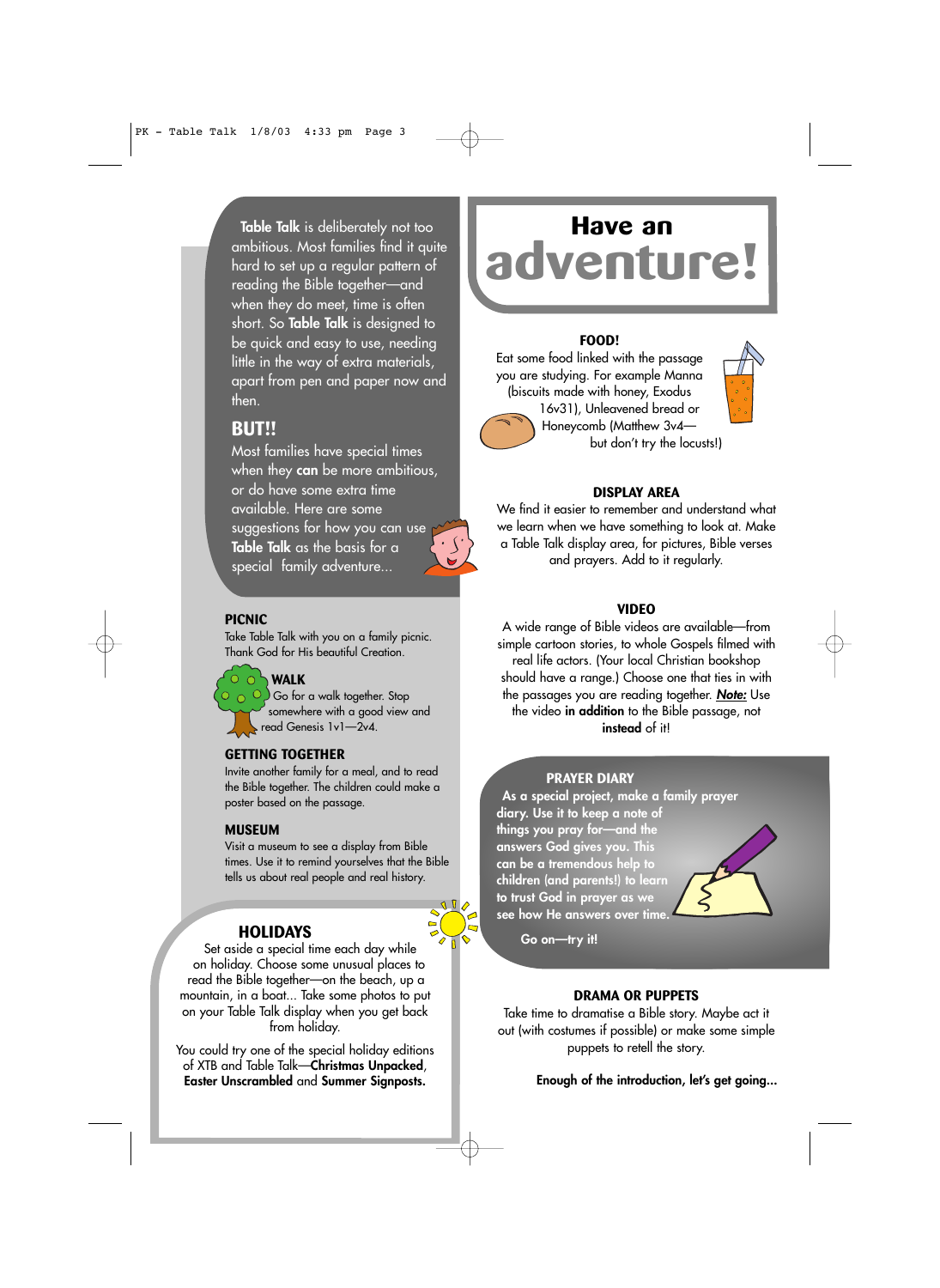**Table Talk** is deliberately not too ambitious. Most families find it quite hard to set up a regular pattern of reading the Bible together—and when they do meet, time is often short. So **Table Talk** is designed to be quick and easy to use, needing little in the way of extra materials, apart from pen and paper now and then.

## BUT!!

Most families have special times when they **can** be more ambitious, or do have some extra time available. Here are some suggestions for how you can use **Table Talk** as the basis for a special family adventure...

### PICNIC

Take Table Talk with you on a family picnic. Thank God for His beautiful Creation.

### WALK

Go for a walk together. Stop somewhere with a good view and read Genesis 1v1—2v4.

### GETTING TOGETHER

Invite another family for a meal, and to read the Bible together. The children could make a poster based on the passage.

### MUSEUM

Visit a museum to see a display from Bible times. Use it to remind yourselves that the Bible tells us about real people and real history.

### HOLIDAYS

Set aside a special time each day while on holiday. Choose some unusual places to read the Bible together—on the beach, up a mountain, in a boat... Take some photos to put on your Table Talk display when you get back from holiday.

You could try one of the special holiday editions of XTB and Table Talk—**Christmas Unpacked**, **Easter Unscrambled** and **Summer Signposts.**

# Have an adventure!

### FOOD!

Eat some food linked with the passage you are studying. For example Manna (biscuits made with honey, Exodus 16v31), Unleavened bread or Honeycomb (Matthew 3v4—but don't try the locusts!)

### DISPLAY AREA

We find it easier to remember and understand what we learn when we have something to look at. Make a Table Talk display area, for pictures, Bible verses and prayers. Add to it regularly.

### VIDEO

A wide range of Bible videos are available—from simple cartoon stories, to whole Gospels filmed with real life actors. (Your local Christian bookshop should have a range.) Choose one that ties in with the passages you are reading together. ***Note:*** Use the video **in addition** to the Bible passage, not **instead** of it!

### PRAYER DIARY

**As a special project, make a family prayer diary. Use it to keep a note of things you pray for—and the answers God gives you. This can be a tremendous help to children (and parents!) to learn to trust God in prayer as we see how He answers over time.**

**Go on—try it!**

### DRAMA OR PUPPETS

Take time to dramatise a Bible story. Maybe act it out (with costumes if possible) or make some simple puppets to retell the story.

**Enough of the introduction, let's get going...**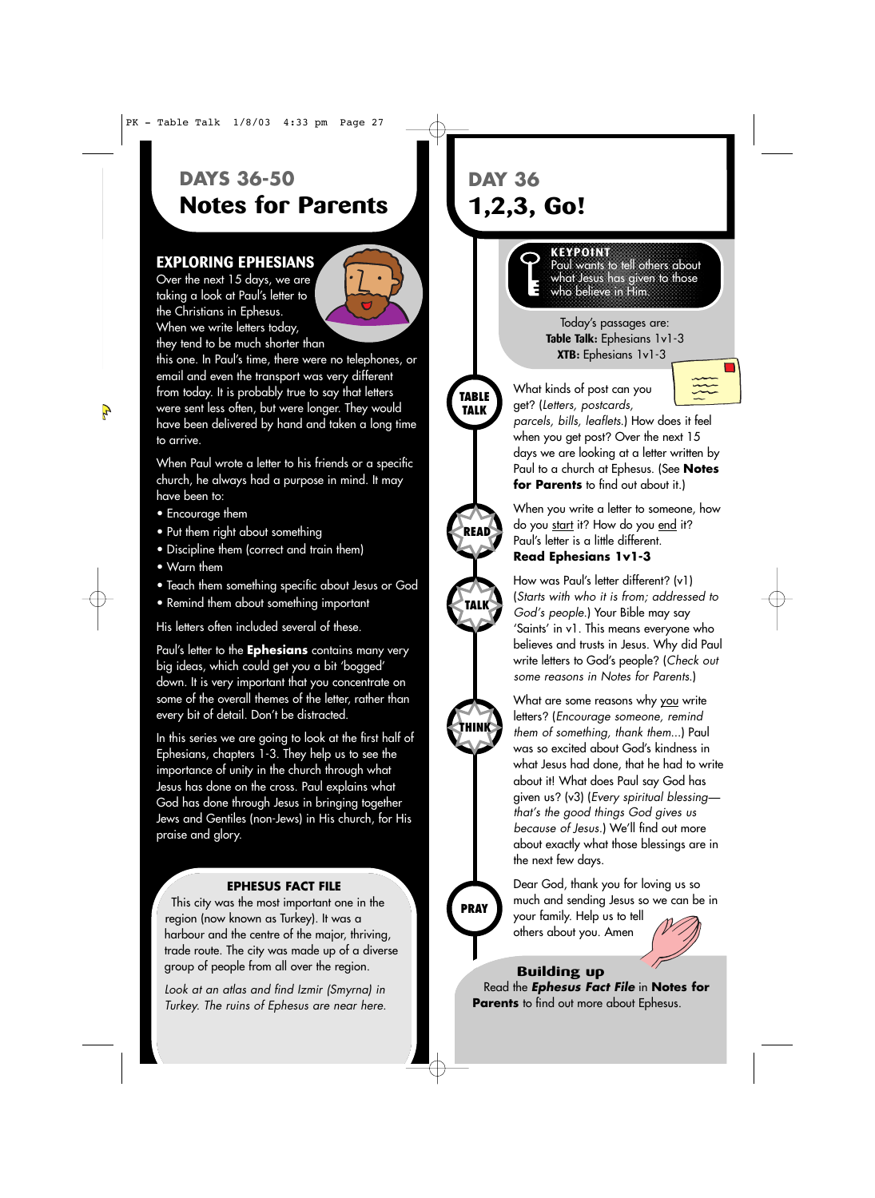# DAYS 36-50
## Notes for Parents

### EXPLORING EPHESIANS

Over the next 15 days, we are taking a look at Paul's letter to the Christians in Ephesus. When we write letters today, they tend to be much shorter than this one. In Paul's time, there were no telephones, or email and even the transport was very different from today. It is probably true to say that letters were sent less often, but were longer. They would have been delivered by hand and taken a long time to arrive.

When Paul wrote a letter to his friends or a specific church, he always had a purpose in mind. It may have been to:

- Encourage them
- Put them right about something
- Discipline them (correct and train them)
- Warn them
- Teach them something specific about Jesus or God
- Remind them about something important

His letters often included several of these.

Paul's letter to the **Ephesians** contains many very big ideas, which could get you a bit 'bogged' down. It is very important that you concentrate on some of the overall themes of the letter, rather than every bit of detail. Don't be distracted.

In this series we are going to look at the first half of Ephesians, chapters 1-3. They help us to see the importance of unity in the church through what Jesus has done on the cross. Paul explains what God has done through Jesus in bringing together Jews and Gentiles (non-Jews) in His church, for His praise and glory.

### EPHESUS FACT FILE

This city was the most important one in the region (now known as Turkey). It was a harbour and the centre of the major, thriving, trade route. The city was made up of a diverse group of people from all over the region.

*Look at an atlas and find Izmir (Smyrna) in Turkey. The ruins of Ephesus are near here.*

# DAY 36
## 1,2,3, Go!

**KEYPOINT**
Paul wants to tell others about what Jesus has given to those who believe in Him.

Today's passages are:
**Table Talk:** Ephesians 1v1-3
**XTB:** Ephesians 1v1-3

**TABLE TALK**

What kinds of post can you get? (*Letters, postcards, parcels, bills, leaflets.*) How does it feel when you get post? Over the next 15 days we are looking at a letter written by Paul to a church at Ephesus. (See **Notes for Parents** to find out about it.)

**READ**

When you write a letter to someone, how do you start it? How do you end it? Paul's letter is a little different.
**Read Ephesians 1v1-3**

**TALK**

How was Paul's letter different? (v1) (*Starts with who it is from; addressed to God's people.*) Your Bible may say 'Saints' in v1. This means everyone who believes and trusts in Jesus. Why did Paul write letters to God's people? (*Check out some reasons in Notes for Parents.*)

**THINK**

What are some reasons why you write letters? (*Encourage someone, remind them of something, thank them...*) Paul was so excited about God's kindness in what Jesus had done, that he had to write about it! What does Paul say God has given us? (v3) (*Every spiritual blessing—that's the good things God gives us because of Jesus.*) We'll find out more about exactly what those blessings are in the next few days.

**PRAY**

Dear God, thank you for loving us so much and sending Jesus so we can be in your family. Help us to tell others about you. Amen

**Building up**
Read the ***Ephesus Fact File*** in **Notes for Parents** to find out more about Ephesus.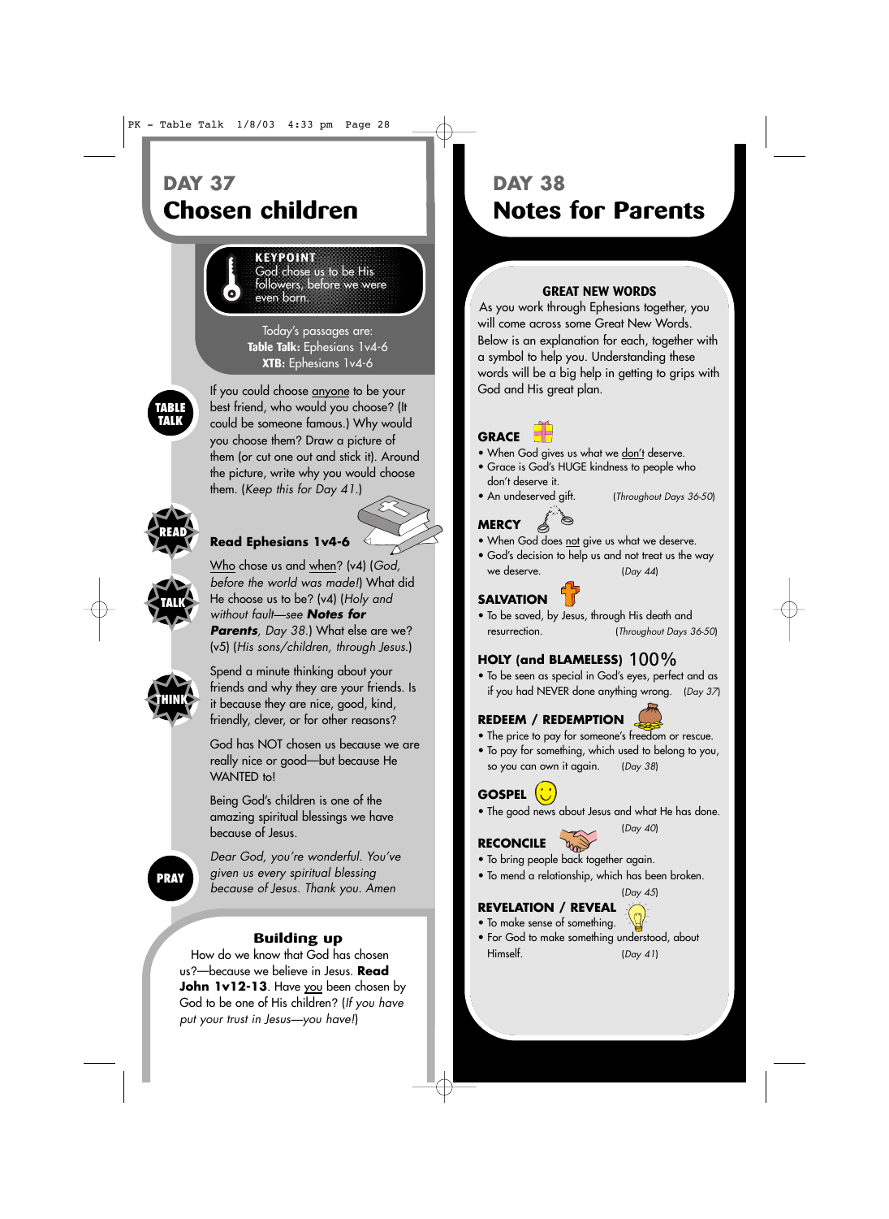## DAY 37
# Chosen children

**KEYPOINT**
God chose us to be His followers, before we were even born.

Today's passages are:
**Table Talk:** Ephesians 1v4-6
**XTB:** Ephesians 1v4-6

**TABLE TALK**

If you could choose anyone to be your best friend, who would you choose? (It could be someone famous.) Why would you choose them? Draw a picture of them (or cut one out and stick it). Around the picture, write why you would choose them. (*Keep this for Day 41.*)

**READ**

**Read Ephesians 1v4-6**

**TALK**

Who chose us and when? (v4) (*God, before the world was made!*) What did He choose us to be? (v4) (*Holy and without fault—see **Notes for Parents**, Day 38.*) What else are we? (v5) (*His sons/children, through Jesus.*)

**THINK**

Spend a minute thinking about your friends and why they are your friends. Is it because they are nice, good, kind, friendly, clever, or for other reasons?

God has NOT chosen us because we are really nice or good—but because He WANTED to!

Being God's children is one of the amazing spiritual blessings we have because of Jesus.

**PRAY**

*Dear God, you're wonderful. You've given us every spiritual blessing because of Jesus. Thank you. Amen*

### Building up

How do we know that God has chosen us?—because we believe in Jesus. **Read John 1v12-13**. Have you been chosen by God to be one of His children? (*If you have put your trust in Jesus—you have!*)

## DAY 38
# Notes for Parents

### GREAT NEW WORDS

As you work through Ephesians together, you will come across some Great New Words. Below is an explanation for each, together with a symbol to help you. Understanding these words will be a big help in getting to grips with God and His great plan.

**GRACE**
- When God gives us what we don't deserve.
- Grace is God's HUGE kindness to people who don't deserve it.
- An undeserved gift. (*Throughout Days 36-50*)

**MERCY**
- When God does not give us what we deserve.
- God's decision to help us and not treat us the way we deserve. (*Day 44*)

**SALVATION**
- To be saved, by Jesus, through His death and resurrection. (*Throughout Days 36-50*)

**HOLY (and BLAMELESS)** 100%
- To be seen as special in God's eyes, perfect and as if you had NEVER done anything wrong. (*Day 37*)

**REDEEM / REDEMPTION**
- The price to pay for someone's freedom or rescue.
- To pay for something, which used to belong to you, so you can own it again. (*Day 38*)

**GOSPEL**
- The good news about Jesus and what He has done. (*Day 40*)

**RECONCILE**
- To bring people back together again.
- To mend a relationship, which has been broken. (*Day 45*)

**REVELATION / REVEAL**
- To make sense of something.
- For God to make something understood, about Himself. (*Day 41*)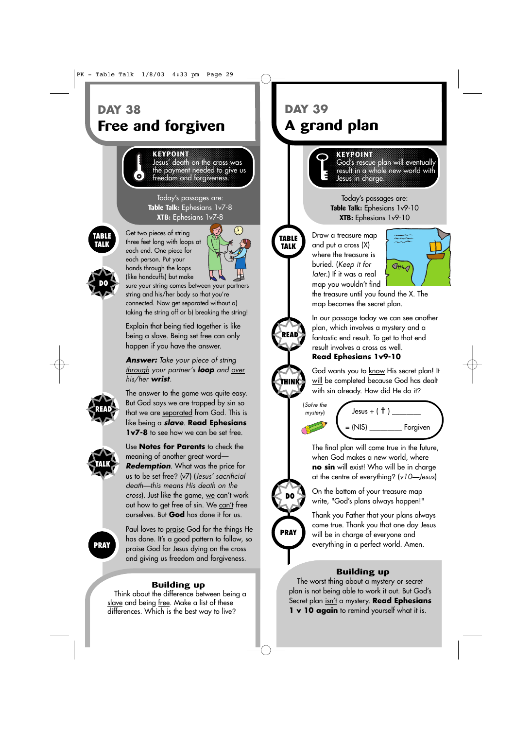## DAY 38
# Free and forgiven

**KEYPOINT**
Jesus' death on the cross was the payment needed to give us freedom and forgiveness.

Today's passages are:
**Table Talk:** Ephesians 1v7-8
**XTB:** Ephesians 1v7-8

**TABLE TALK**

**DO**

Get two pieces of string three feet long with loops at each end. One piece for each person. Put your hands through the loops (like handcuffs) but make sure your string comes between your partners string and his/her body so that you're connected. Now get separated without a) taking the string off or b) breaking the string!

Explain that being tied together is like being a slave. Being set free can only happen if you have the answer.

***Answer:*** *Take your piece of string through your partner's* ***loop*** *and over his/her* ***wrist****.*

**READ**

The answer to the game was quite easy. But God says we are trapped by sin so that we are separated from God. This is like being a ***slave***. **Read Ephesians 1v7-8** to see how we can be set free.

**TALK**

Use **Notes for Parents** to check the meaning of another great word—***Redemption***. What was the price for us to be set free? (v7) (*Jesus' sacrificial death—this means His death on the cross*). Just like the game, we can't work out how to get free of sin. We can't free ourselves. But **God** has done it for us.

**PRAY**

Paul loves to praise God for the things He has done. It's a good pattern to follow, so praise God for Jesus dying on the cross and giving us freedom and forgiveness.

### Building up

Think about the difference between being a slave and being free. Make a list of these differences. Which is the best way to live?

## DAY 39
# A grand plan

**KEYPOINT**
God's rescue plan will eventually result in a whole new world with Jesus in charge.

Today's passages are:
**Table Talk:** Ephesians 1v9-10
**XTB:** Ephesians 1v9-10

**TABLE TALK**

Draw a treasure map and put a cross (X) where the treasure is buried. (*Keep it for later.*) If it was a real map you wouldn't find the treasure until you found the X. The map becomes the secret plan.

**READ**

In our passage today we can see another plan, which involves a mystery and a fantastic end result. To get to that end result involves a cross as well.
**Read Ephesians 1v9-10**

**THINK**

God wants you to know His secret plan! It will be completed because God has dealt with sin already. How did He do it?

(*Solve the mystery*)

Jesus + ( † ) ________
= (NIS) ________ Forgiven

The final plan will come true in the future, when God makes a new world, where **no sin** will exist! Who will be in charge at the centre of everything? (*v10—Jesus*)

**DO**

On the bottom of your treasure map write, "God's plans always happen!"

**PRAY**

Thank you Father that your plans always come true. Thank you that one day Jesus will be in charge of everyone and everything in a perfect world. Amen.

### Building up

The worst thing about a mystery or secret plan is not being able to work it out. But God's Secret plan isn't a mystery. **Read Ephesians 1 v 10 again** to remind yourself what it is.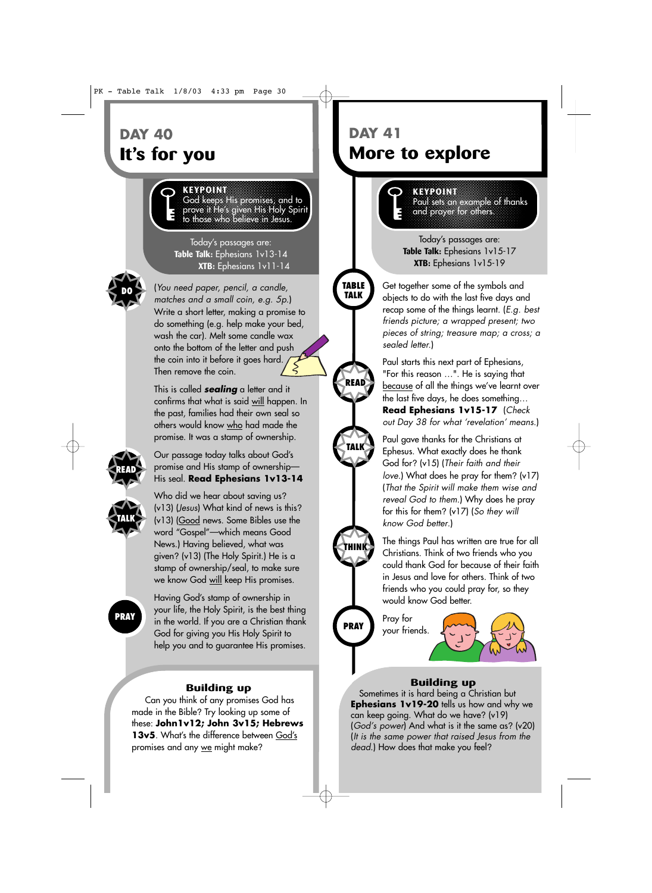## DAY 40
# It's for you

**KEYPOINT**
God keeps His promises, and to prove it He's given His Holy Spirit to those who believe in Jesus.

Today's passages are:
**Table Talk:** Ephesians 1v13-14
**XTB:** Ephesians 1v11-14

**DO**

(*You need paper, pencil, a candle, matches and a small coin, e.g. 5p.*) Write a short letter, making a promise to do something (e.g. help make your bed, wash the car). Melt some candle wax onto the bottom of the letter and push the coin into it before it goes hard. Then remove the coin.

This is called ***sealing*** a letter and it confirms that what is said will happen. In the past, families had their own seal so others would know who had made the promise. It was a stamp of ownership.

**READ**

Our passage today talks about God's promise and His stamp of ownership—His seal. **Read Ephesians 1v13-14**

**TALK**

Who did we hear about saving us? (v13) (*Jesus*) What kind of news is this? (v13) (Good news. Some Bibles use the word "Gospel"—which means Good News.) Having believed, what was given? (v13) (The Holy Spirit.) He is a stamp of ownership/seal, to make sure we know God will keep His promises.

**PRAY**

Having God's stamp of ownership in your life, the Holy Spirit, is the best thing in the world. If you are a Christian thank God for giving you His Holy Spirit to help you and to guarantee His promises.

### Building up

Can you think of any promises God has made in the Bible? Try looking up some of these: **John1v12; John 3v15; Hebrews 13v5**. What's the difference between God's promises and any we might make?

## DAY 41
# More to explore

**KEYPOINT**
Paul sets an example of thanks and prayer for others.

Today's passages are:
**Table Talk:** Ephesians 1v15-17
**XTB:** Ephesians 1v15-19

**TABLE TALK**

Get together some of the symbols and objects to do with the last five days and recap some of the things learnt. (*E.g. best friends picture; a wrapped present; two pieces of string; treasure map; a cross; a sealed letter.*)

**READ**

Paul starts this next part of Ephesians, "For this reason …". He is saying that because of all the things we've learnt over the last five days, he does something… **Read Ephesians 1v15-17** (*Check out Day 38 for what 'revelation' means.*)

**TALK**

Paul gave thanks for the Christians at Ephesus. What exactly does he thank God for? (v15) (*Their faith and their love.*) What does he pray for them? (v17) (*That the Spirit will make them wise and reveal God to them.*) Why does he pray for this for them? (v17) (*So they will know God better.*)

**THINK**

The things Paul has written are true for all Christians. Think of two friends who you could thank God for because of their faith in Jesus and love for others. Think of two friends who you could pray for, so they would know God better.

**PRAY**

Pray for your friends.

### Building up

Sometimes it is hard being a Christian but **Ephesians 1v19-20** tells us how and why we can keep going. What do we have? (v19) (*God's power*) And what is it the same as? (v20) (*It is the same power that raised Jesus from the dead.*) How does that make you feel?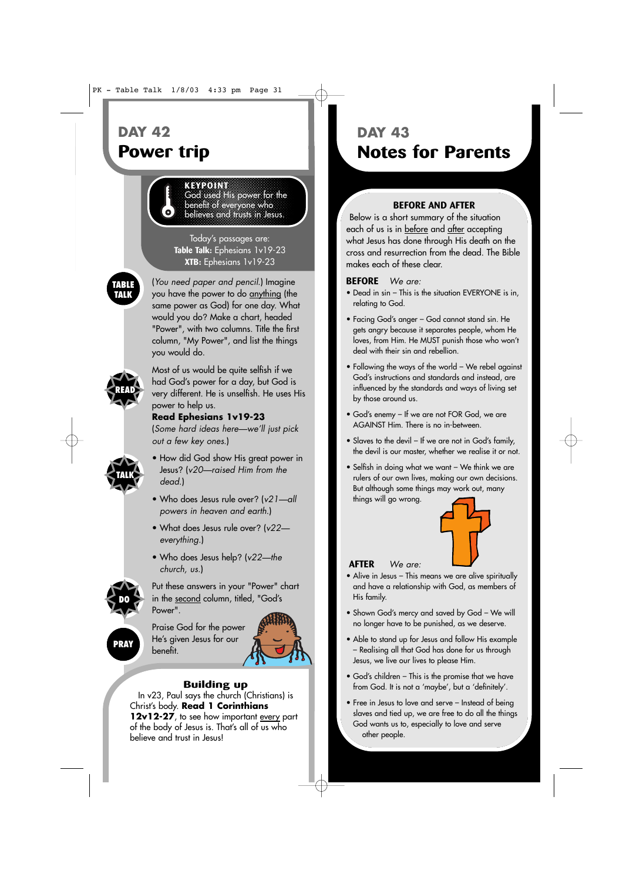## DAY 42

# Power trip

**KEYPOINT**
God used His power for the benefit of everyone who believes and trusts in Jesus.

Today's passages are:
**Table Talk:** Ephesians 1v19-23
**XTB:** Ephesians 1v19-23

**TABLE TALK**

(*You need paper and pencil.*) Imagine you have the power to do anything (the same power as God) for one day. What would you do? Make a chart, headed "Power", with two columns. Title the first column, "My Power", and list the things you would do.

**READ**

Most of us would be quite selfish if we had God's power for a day, but God is very different. He is unselfish. He uses His power to help us.

**Read Ephesians 1v19-23**
(*Some hard ideas here—we'll just pick out a few key ones.*)

**TALK**

- How did God show His great power in Jesus? (*v20—raised Him from the dead.*)
- Who does Jesus rule over? (*v21—all powers in heaven and earth.*)
- What does Jesus rule over? (*v22—everything.*)
- Who does Jesus help? (*v22—the church, us.*)

**DO**

Put these answers in your "Power" chart in the second column, titled, "God's Power".

**PRAY**

Praise God for the power He's given Jesus for our benefit.

### Building up

In v23, Paul says the church (Christians) is Christ's body. **Read 1 Corinthians 12v12-27**, to see how important every part of the body of Jesus is. That's all of us who believe and trust in Jesus!

## DAY 43

# Notes for Parents

### BEFORE AND AFTER

Below is a short summary of the situation each of us is in before and after accepting what Jesus has done through His death on the cross and resurrection from the dead. The Bible makes each of these clear.

**BEFORE** *We are:*

- Dead in sin – This is the situation EVERYONE is in, relating to God.
- Facing God's anger – God cannot stand sin. He gets angry because it separates people, whom He loves, from Him. He MUST punish those who won't deal with their sin and rebellion.
- Following the ways of the world – We rebel against God's instructions and standards and instead, are influenced by the standards and ways of living set by those around us.
- God's enemy – If we are not FOR God, we are AGAINST Him. There is no in-between.
- Slaves to the devil – If we are not in God's family, the devil is our master, whether we realise it or not.
- Selfish in doing what we want – We think we are rulers of our own lives, making our own decisions. But although some things may work out, many things will go wrong.

**AFTER** *We are:*

- Alive in Jesus – This means we are alive spiritually and have a relationship with God, as members of His family.
- Shown God's mercy and saved by God – We will no longer have to be punished, as we deserve.
- Able to stand up for Jesus and follow His example – Realising all that God has done for us through Jesus, we live our lives to please Him.
- God's children – This is the promise that we have from God. It is not a 'maybe', but a 'definitely'.
- Free in Jesus to love and serve – Instead of being slaves and tied up, we are free to do all the things God wants us to, especially to love and serve other people.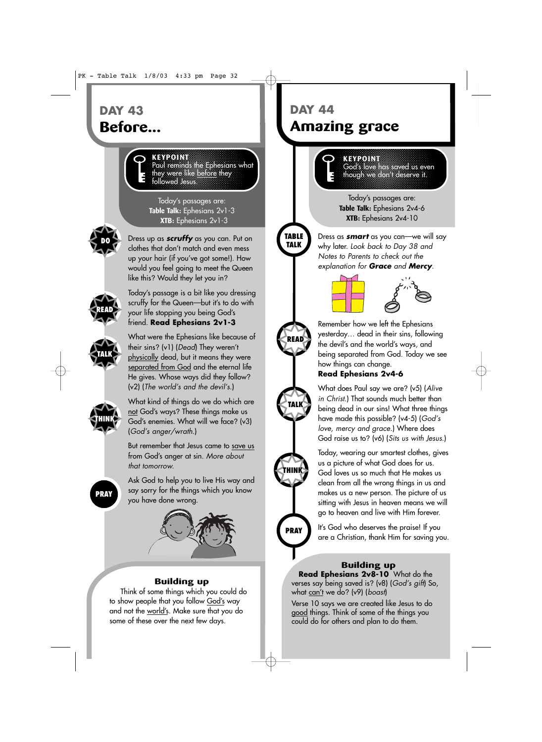# DAY 43

## Before...

**KEYPOINT**
Paul reminds the Ephesians what they were like before they followed Jesus.

Today's passages are:
**Table Talk:** Ephesians 2v1-3
**XTB:** Ephesians 2v1-3

**DO**

Dress up as ***scruffy*** as you can. Put on clothes that don't match and even mess up your hair (if you've got some!). How would you feel going to meet the Queen like this? Would they let you in?

**READ**

Today's passage is a bit like you dressing scruffy for the Queen—but it's to do with your life stopping you being God's friend. **Read Ephesians 2v1-3**

**TALK**

What were the Ephesians like because of their sins? (v1) (*Dead*) They weren't physically dead, but it means they were separated from God and the eternal life He gives. Whose ways did they follow? (v2) (*The world's and the devil's.*)

**THINK**

What kind of things do we do which are not God's ways? These things make us God's enemies. What will we face? (v3) (*God's anger/wrath.*)

But remember that Jesus came to save us from God's anger at sin. *More about that tomorrow.*

**PRAY**

Ask God to help you to live His way and say sorry for the things which you know you have done wrong.

### Building up

Think of some things which you could do to show people that you follow God's way and not the world's. Make sure that you do some of these over the next few days.

# DAY 44

## Amazing grace

**KEYPOINT**
God's love has saved us even though we don't deserve it.

Today's passages are:
**Table Talk:** Ephesians 2v4-6
**XTB:** Ephesians 2v4-10

**TABLE TALK**

Dress as ***smart*** as you can—we will say why later. *Look back to Day 38 and Notes to Parents to check out the explanation for **Grace** and **Mercy**.*

**READ**

Remember how we left the Ephesians yesterday… dead in their sins, following the devil's and the world's ways, and being separated from God. Today we see how things can change.
**Read Ephesians 2v4-6**

**TALK**

What does Paul say we are? (v5) (*Alive in Christ.*) That sounds much better than being dead in our sins! What three things have made this possible? (v4-5) (*God's love, mercy and grace.*) Where does God raise us to? (v6) (*Sits us with Jesus.*)

**THINK**

Today, wearing our smartest clothes, gives us a picture of what God does for us. God loves us so much that He makes us clean from all the wrong things in us and makes us a new person. The picture of us sitting with Jesus in heaven means we will go to heaven and live with Him forever.

**PRAY**

It's God who deserves the praise! If you are a Christian, thank Him for saving you.

### Building up

**Read Ephesians 2v8-10** What do the verses say being saved is? (v8) (*God's gift*) So, what can't we do? (v9) (*boast*)

Verse 10 says we are created like Jesus to do good things. Think of some of the things you could do for others and plan to do them.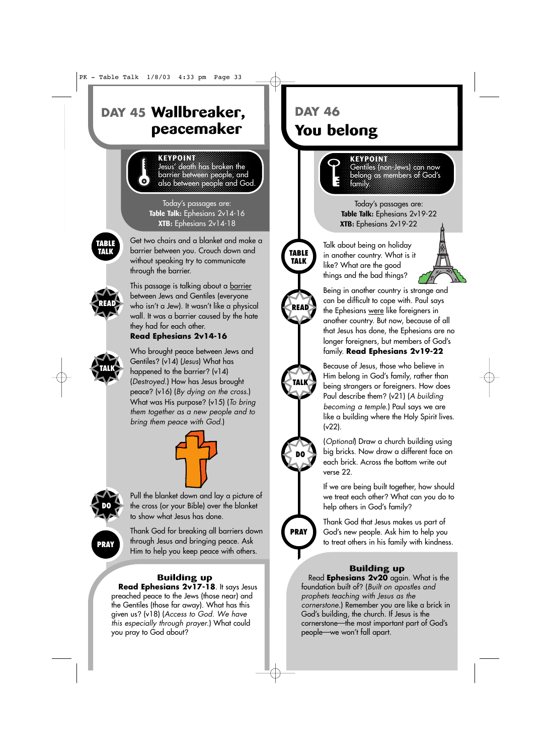## DAY 45 Wallbreaker, peacemaker

**KEYPOINT**
Jesus' death has broken the barrier between people, and also between people and God.

Today's passages are:
**Table Talk:** Ephesians 2v14-16
**XTB:** Ephesians 2v14-18

**TABLE TALK**

Get two chairs and a blanket and make a barrier between you. Crouch down and without speaking try to communicate through the barrier.

**READ**

This passage is talking about a barrier between Jews and Gentiles (everyone who isn't a Jew). It wasn't like a physical wall. It was a barrier caused by the hate they had for each other.
**Read Ephesians 2v14-16**

**TALK**

Who brought peace between Jews and Gentiles? (v14) (*Jesus*) What has happened to the barrier? (v14) (*Destroyed.*) How has Jesus brought peace? (v16) (*By dying on the cross.*) What was His purpose? (v15) (*To bring them together as a new people and to bring them peace with God.*)

**DO**

Pull the blanket down and lay a picture of the cross (or your Bible) over the blanket to show what Jesus has done.

**PRAY**

Thank God for breaking all barriers down through Jesus and bringing peace. Ask Him to help you keep peace with others.

### Building up

**Read Ephesians 2v17-18**. It says Jesus preached peace to the Jews (those near) and the Gentiles (those far away). What has this given us? (v18) (*Access to God. We have this especially through prayer.*) What could you pray to God about?

## DAY 46 You belong

**KEYPOINT**
Gentiles (non-Jews) can now belong as members of God's family.

Today's passages are:
**Table Talk:** Ephesians 2v19-22
**XTB:** Ephesians 2v19-22

**TABLE TALK**

Talk about being on holiday in another country. What is it like? What are the good things and the bad things?

**READ**

Being in another country is strange and can be difficult to cope with. Paul says the Ephesians were like foreigners in another country. But now, because of all that Jesus has done, the Ephesians are no longer foreigners, but members of God's family. **Read Ephesians 2v19-22**

**TALK**

Because of Jesus, those who believe in Him belong in God's family, rather than being strangers or foreigners. How does Paul describe them? (v21) (*A building becoming a temple.*) Paul says we are like a building where the Holy Spirit lives. (v22).

**DO**

(*Optional*) Draw a church building using big bricks. Now draw a different face on each brick. Across the bottom write out verse 22.

If we are being built together, how should we treat each other? What can you do to help others in God's family?

**PRAY**

Thank God that Jesus makes us part of God's new people. Ask him to help you to treat others in his family with kindness.

### Building up

Read **Ephesians 2v20** again. What is the foundation built of? (*Built on apostles and prophets teaching with Jesus as the cornerstone.*) Remember you are like a brick in God's building, the church. If Jesus is the cornerstone—the most important part of God's people—we won't fall apart.